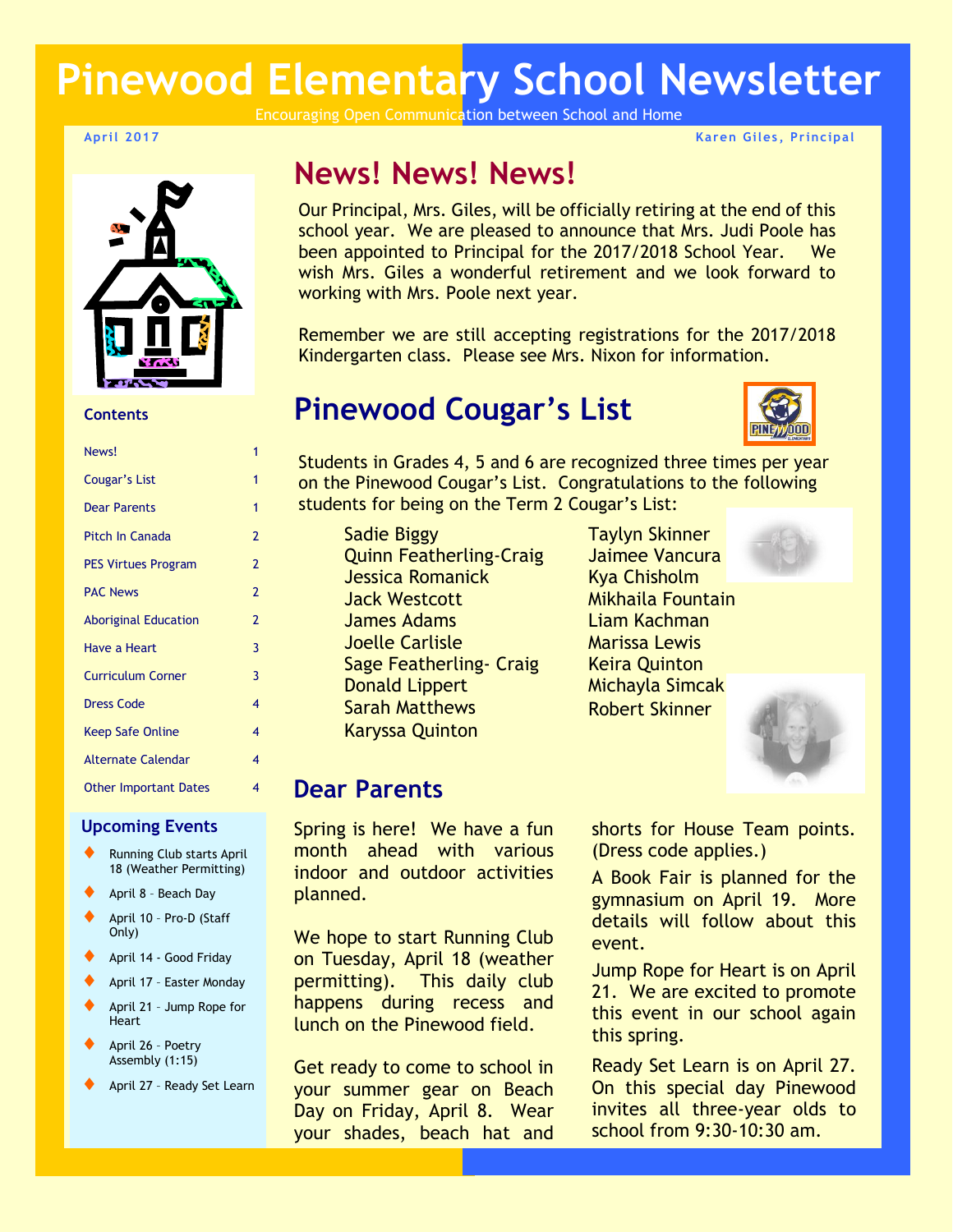# Pinewood Elementary School Newsletter

Encouraging Open Communication between School and Home

April 2017 — Karen Giles, Principal

## News! News! News!

Our Principal, Mrs. Giles, will be officially retiring at the end of this school year. We are pleased to announce that Mrs. Judi Poole has been appointed to Principal for the 2017/2018 School Year. We wish Mrs. Giles a wonderful retirement and we look forward to working with Mrs. Poole next year.

Remember we are still accepting registrations for the 2017/2018 Kindergarten class. Please see Mrs. Nixon for information.

## Pinewood Cougar's List

Students in Grades 4, 5 and 6 are recognized three times per year on the Pinewood Cougar's List. Congratulations to the following students for being on the Term 2 Cougar's List:

- Sadie Biggy
- Quinn Featherling-Craig
- Jessica Romanick
- Jack Westcott
- James Adams
- Joelle Carlisle
- Sage Featherling- Craig
- Donald Lippert
- Sarah Matthews
- Karyssa Quinton
- Taylyn Skinner
- Jaimee Vancura
- Kya Chisholm
- Mikhaila Fountain
- Liam Kachman
- Marissa Lewis
- Keira Quinton
- Michayla Simcak
- Robert Skinner

## Dear Parents

Spring is here! We have a fun month ahead with various indoor and outdoor activities planned.

We hope to start Running Club on Tuesday, April 18 (weather permitting). This daily club happens during recess and lunch on the Pinewood field.

Get ready to come to school in your summer gear on Beach Day on Friday, April 8. Wear your shades, beach hat and shorts for House Team points. (Dress code applies.)

A Book Fair is planned for the gymnasium on April 19. More details will follow about this event.

Jump Rope for Heart is on April 21. We are excited to promote this event in our school again this spring.

Ready Set Learn is on April 27. On this special day Pinewood invites all three-year olds to school from 9:30-10:30 am.

### Contents

| | |
|---|---|
| News! | 1 |
| Cougar's List | 1 |
| Dear Parents | 1 |
| Pitch In Canada | 2 |
| PES Virtues Program | 2 |
| PAC News | 2 |
| Aboriginal Education | 2 |
| Have a Heart | 3 |
| Curriculum Corner | 3 |
| Dress Code | 4 |
| Keep Safe Online | 4 |
| Alternate Calendar | 4 |
| Other Important Dates | 4 |

### Upcoming Events

- Running Club starts April 18 (Weather Permitting)
- April 8 - Beach Day
- April 10 - Pro-D (Staff Only)
- April 14 - Good Friday
- April 17 - Easter Monday
- April 21 - Jump Rope for Heart
- April 26 - Poetry Assembly (1:15)
- April 27 - Ready Set Learn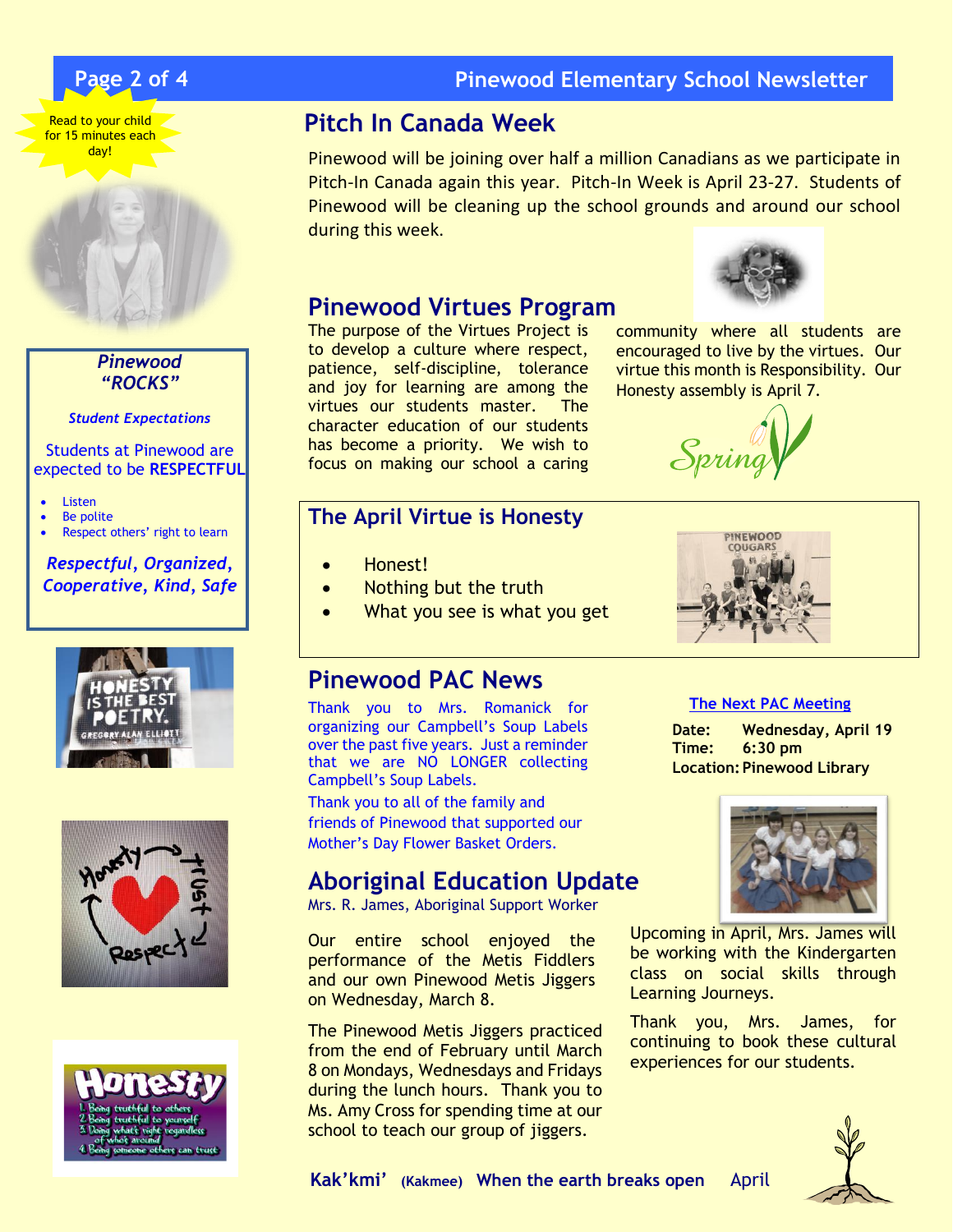Read to your child for 15 minutes each day!

## Pinewood "ROCKS"

***Student Expectations***

Students at Pinewood are expected to be **RESPECTFUL**

- Listen
- Be polite
- Respect others' right to learn

***Respectful, Organized, Cooperative, Kind, Safe***

## Pitch In Canada Week

Pinewood will be joining over half a million Canadians as we participate in Pitch-In Canada again this year. Pitch-In Week is April 23-27. Students of Pinewood will be cleaning up the school grounds and around our school during this week.

## Pinewood Virtues Program

The purpose of the Virtues Project is to develop a culture where respect, patience, self-discipline, tolerance and joy for learning are among the virtues our students master. The character education of our students has become a priority. We wish to focus on making our school a caring community where all students are encouraged to live by the virtues. Our virtue this month is Responsibility. Our Honesty assembly is April 7.

## The April Virtue is Honesty

- Honest!
- Nothing but the truth
- What you see is what you get

## Pinewood PAC News

Thank you to Mrs. Romanick for organizing our Campbell's Soup Labels over the past five years. Just a reminder that we are NO LONGER collecting Campbell's Soup Labels.

Thank you to all of the family and friends of Pinewood that supported our Mother's Day Flower Basket Orders.

**The Next PAC Meeting**

**Date:** Wednesday, April 19
**Time:** 6:30 pm
**Location:** Pinewood Library

## Aboriginal Education Update

Mrs. R. James, Aboriginal Support Worker

Our entire school enjoyed the performance of the Metis Fiddlers and our own Pinewood Metis Jiggers on Wednesday, March 8.

The Pinewood Metis Jiggers practiced from the end of February until March 8 on Mondays, Wednesdays and Fridays during the lunch hours. Thank you to Ms. Amy Cross for spending time at our school to teach our group of jiggers.

Upcoming in April, Mrs. James will be working with the Kindergarten class on social skills through Learning Journeys.

Thank you, Mrs. James, for continuing to book these cultural experiences for our students.

**Kak'kmi'** **(Kakmee)** **When the earth breaks open** April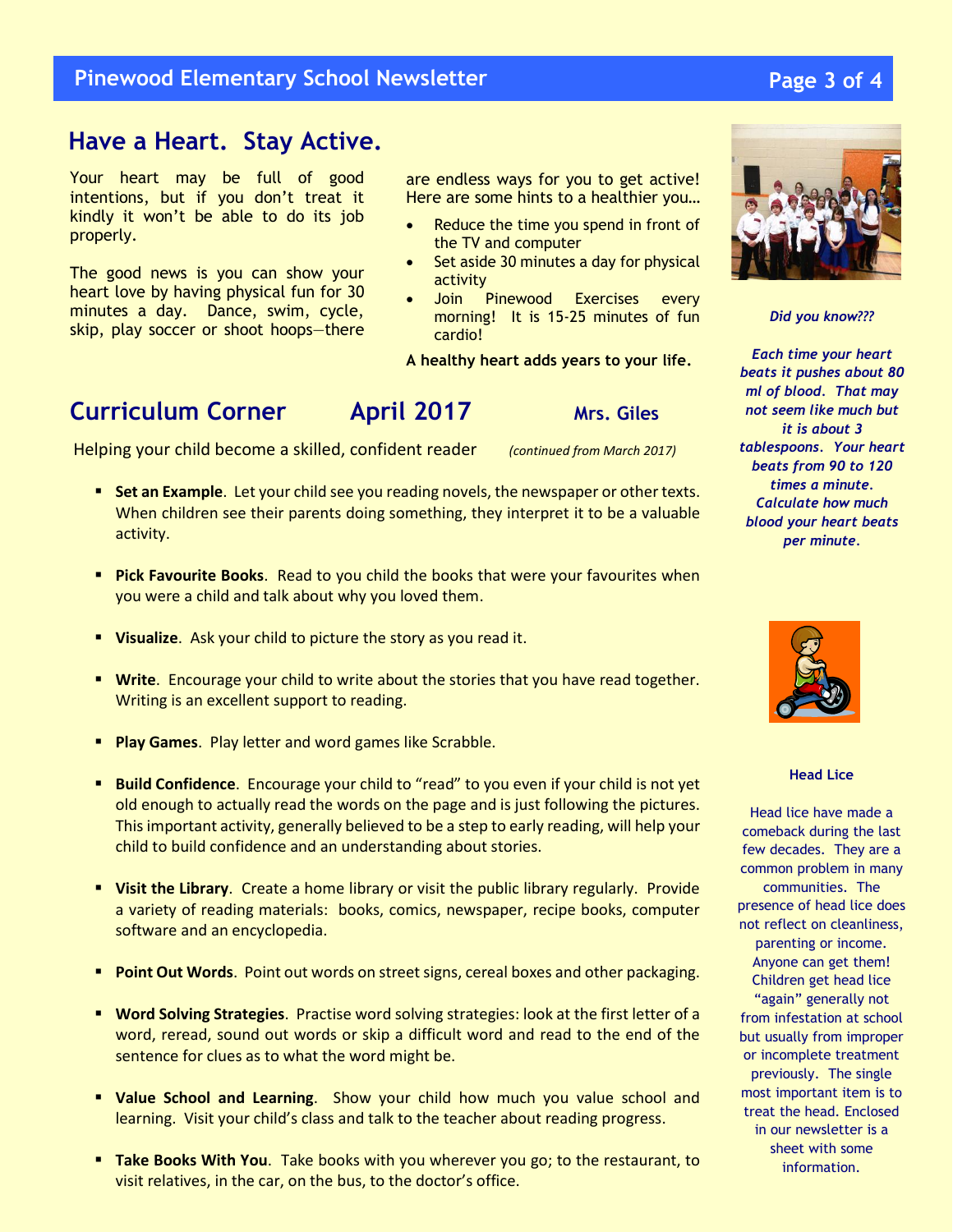## Have a Heart. Stay Active.

Your heart may be full of good intentions, but if you don't treat it kindly it won't be able to do its job properly.

The good news is you can show your heart love by having physical fun for 30 minutes a day. Dance, swim, cycle, skip, play soccer or shoot hoops—there are endless ways for you to get active! Here are some hints to a healthier you…

- Reduce the time you spend in front of the TV and computer
- Set aside 30 minutes a day for physical activity
- Join Pinewood Exercises every morning! It is 15-25 minutes of fun cardio!

**A healthy heart adds years to your life.**

## Curriculum Corner  April 2017  Mrs. Giles

Helping your child become a skilled, confident reader *(continued from March 2017)*

- **Set an Example**. Let your child see you reading novels, the newspaper or other texts. When children see their parents doing something, they interpret it to be a valuable activity.
- **Pick Favourite Books**. Read to you child the books that were your favourites when you were a child and talk about why you loved them.
- **Visualize**. Ask your child to picture the story as you read it.
- **Write**. Encourage your child to write about the stories that you have read together. Writing is an excellent support to reading.
- **Play Games**. Play letter and word games like Scrabble.
- **Build Confidence**. Encourage your child to "read" to you even if your child is not yet old enough to actually read the words on the page and is just following the pictures. This important activity, generally believed to be a step to early reading, will help your child to build confidence and an understanding about stories.
- **Visit the Library**. Create a home library or visit the public library regularly. Provide a variety of reading materials: books, comics, newspaper, recipe books, computer software and an encyclopedia.
- **Point Out Words**. Point out words on street signs, cereal boxes and other packaging.
- **Word Solving Strategies**. Practise word solving strategies: look at the first letter of a word, reread, sound out words or skip a difficult word and read to the end of the sentence for clues as to what the word might be.
- **Value School and Learning**. Show your child how much you value school and learning. Visit your child's class and talk to the teacher about reading progress.
- **Take Books With You**. Take books with you wherever you go; to the restaurant, to visit relatives, in the car, on the bus, to the doctor's office.

***Did you know???***

***Each time your heart beats it pushes about 80 ml of blood. That may not seem like much but it is about 3 tablespoons. Your heart beats from 90 to 120 times a minute. Calculate how much blood your heart beats per minute.***

**Head Lice**

Head lice have made a comeback during the last few decades. They are a common problem in many communities. The presence of head lice does not reflect on cleanliness, parenting or income. Anyone can get them! Children get head lice "again" generally not from infestation at school but usually from improper or incomplete treatment previously. The single most important item is to treat the head. Enclosed in our newsletter is a sheet with some information.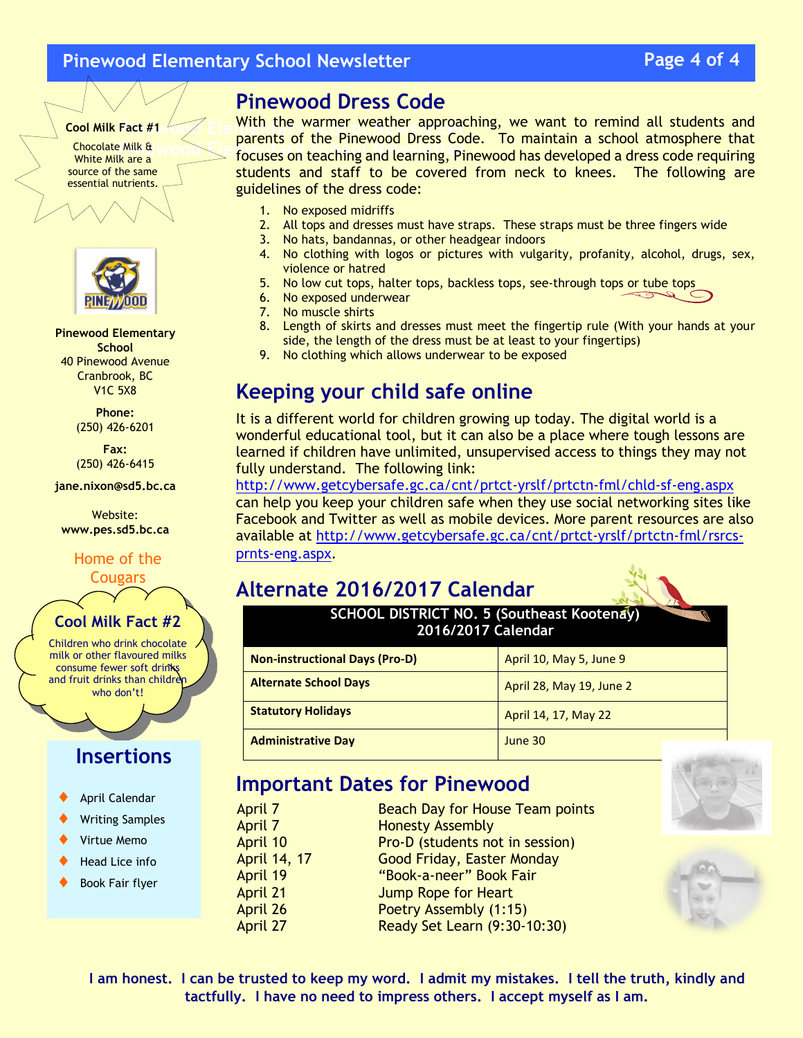**Cool Milk Fact #1**

Chocolate Milk & White Milk are a source of the same essential nutrients.

**Pinewood Elementary School**
40 Pinewood Avenue
Cranbrook, BC
V1C 5X8

**Phone:**
(250) 426-6201

**Fax:**
(250) 426-6415

**jane.nixon@sd5.bc.ca**

Website:
**www.pes.sd5.bc.ca**

Home of the Cougars

**Cool Milk Fact #2**

Children who drink chocolate milk or other flavoured milks consume fewer soft drinks and fruit drinks than children who don't!

## Insertions

- April Calendar
- Writing Samples
- Virtue Memo
- Head Lice info
- Book Fair flyer

## Pinewood Dress Code

With the warmer weather approaching, we want to remind all students and parents of the Pinewood Dress Code. To maintain a school atmosphere that focuses on teaching and learning, Pinewood has developed a dress code requiring students and staff to be covered from neck to knees. The following are guidelines of the dress code:

1. No exposed midriffs
2. All tops and dresses must have straps. These straps must be three fingers wide
3. No hats, bandannas, or other headgear indoors
4. No clothing with logos or pictures with vulgarity, profanity, alcohol, drugs, sex, violence or hatred
5. No low cut tops, halter tops, backless tops, see-through tops or tube tops
6. No exposed underwear
7. No muscle shirts
8. Length of skirts and dresses must meet the fingertip rule (With your hands at your side, the length of the dress must be at least to your fingertips)
9. No clothing which allows underwear to be exposed

## Keeping your child safe online

It is a different world for children growing up today. The digital world is a wonderful educational tool, but it can also be a place where tough lessons are learned if children have unlimited, unsupervised access to things they may not fully understand. The following link: http://www.getcybersafe.gc.ca/cnt/prtct-yrslf/prtctn-fml/chld-sf-eng.aspx can help you keep your children safe when they use social networking sites like Facebook and Twitter as well as mobile devices. More parent resources are also available at http://www.getcybersafe.gc.ca/cnt/prtct-yrslf/prtctn-fml/rsrcs-prnts-eng.aspx.

## Alternate 2016/2017 Calendar

| SCHOOL DISTRICT NO. 5 (Southeast Kootenay) 2016/2017 Calendar | |
|---|---|
| **Non-instructional Days (Pro-D)** | April 10, May 5, June 9 |
| **Alternate School Days** | April 28, May 19, June 2 |
| **Statutory Holidays** | April 14, 17, May 22 |
| **Administrative Day** | June 30 |

## Important Dates for Pinewood

| | |
|---|---|
| April 7 | Beach Day for House Team points |
| April 7 | Honesty Assembly |
| April 10 | Pro-D (students not in session) |
| April 14, 17 | Good Friday, Easter Monday |
| April 19 | "Book-a-neer" Book Fair |
| April 21 | Jump Rope for Heart |
| April 26 | Poetry Assembly (1:15) |
| April 27 | Ready Set Learn (9:30-10:30) |

**I am honest. I can be trusted to keep my word. I admit my mistakes. I tell the truth, kindly and tactfully. I have no need to impress others. I accept myself as I am.**